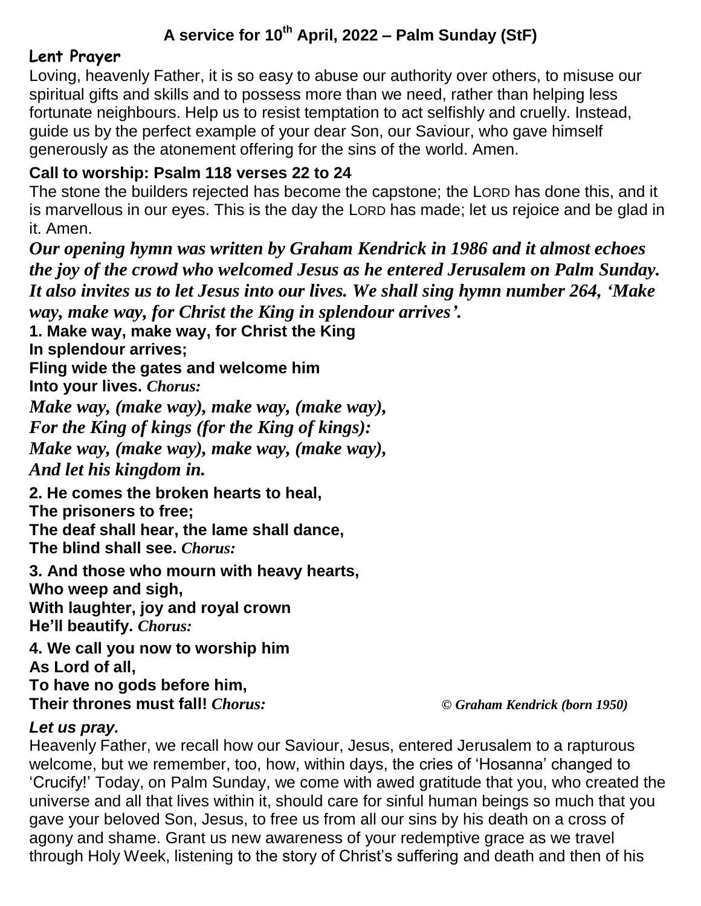# A service for 10th April, 2022 – Palm Sunday (StF)

## Lent Prayer

Loving, heavenly Father, it is so easy to abuse our authority over others, to misuse our spiritual gifts and skills and to possess more than we need, rather than helping less fortunate neighbours. Help us to resist temptation to act selfishly and cruelly. Instead, guide us by the perfect example of your dear Son, our Saviour, who gave himself generously as the atonement offering for the sins of the world. Amen.

## Call to worship: Psalm 118 verses 22 to 24

The stone the builders rejected has become the capstone; the LORD has done this, and it is marvellous in our eyes. This is the day the LORD has made; let us rejoice and be glad in it. Amen.

***Our opening hymn was written by Graham Kendrick in 1986 and it almost echoes the joy of the crowd who welcomed Jesus as he entered Jerusalem on Palm Sunday. It also invites us to let Jesus into our lives. We shall sing hymn number 264, 'Make way, make way, for Christ the King in splendour arrives'.***

**1. Make way, make way, for Christ the King**
**In splendour arrives;**
**Fling wide the gates and welcome him**
**Into your lives.** ***Chorus:***
***Make way, (make way), make way, (make way),***
***For the King of kings (for the King of kings):***
***Make way, (make way), make way, (make way),***
***And let his kingdom in.***

**2. He comes the broken hearts to heal,**
**The prisoners to free;**
**The deaf shall hear, the lame shall dance,**
**The blind shall see.** ***Chorus:***

**3. And those who mourn with heavy hearts,**
**Who weep and sigh,**
**With laughter, joy and royal crown**
**He'll beautify.** ***Chorus:***

**4. We call you now to worship him**
**As Lord of all,**
**To have no gods before him,**
**Their thrones must fall!** ***Chorus:*** *© Graham Kendrick (born 1950)*

***Let us pray.***

Heavenly Father, we recall how our Saviour, Jesus, entered Jerusalem to a rapturous welcome, but we remember, too, how, within days, the cries of 'Hosanna' changed to 'Crucify!' Today, on Palm Sunday, we come with awed gratitude that you, who created the universe and all that lives within it, should care for sinful human beings so much that you gave your beloved Son, Jesus, to free us from all our sins by his death on a cross of agony and shame. Grant us new awareness of your redemptive grace as we travel through Holy Week, listening to the story of Christ's suffering and death and then of his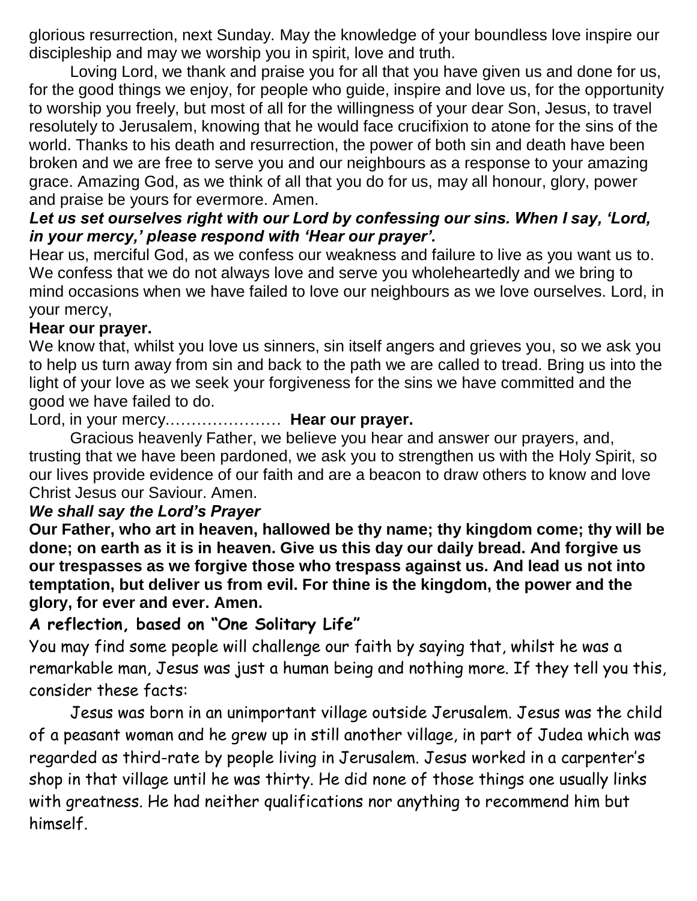glorious resurrection, next Sunday. May the knowledge of your boundless love inspire our discipleship and may we worship you in spirit, love and truth.

Loving Lord, we thank and praise you for all that you have given us and done for us, for the good things we enjoy, for people who guide, inspire and love us, for the opportunity to worship you freely, but most of all for the willingness of your dear Son, Jesus, to travel resolutely to Jerusalem, knowing that he would face crucifixion to atone for the sins of the world. Thanks to his death and resurrection, the power of both sin and death have been broken and we are free to serve you and our neighbours as a response to your amazing grace. Amazing God, as we think of all that you do for us, may all honour, glory, power and praise be yours for evermore. Amen.

***Let us set ourselves right with our Lord by confessing our sins. When I say, 'Lord, in your mercy,' please respond with 'Hear our prayer'.***

Hear us, merciful God, as we confess our weakness and failure to live as you want us to. We confess that we do not always love and serve you wholeheartedly and we bring to mind occasions when we have failed to love our neighbours as we love ourselves. Lord, in your mercy,

**Hear our prayer.**

We know that, whilst you love us sinners, sin itself angers and grieves you, so we ask you to help us turn away from sin and back to the path we are called to tread. Bring us into the light of your love as we seek your forgiveness for the sins we have committed and the good we have failed to do.

Lord, in your mercy.………………… **Hear our prayer.**

Gracious heavenly Father, we believe you hear and answer our prayers, and, trusting that we have been pardoned, we ask you to strengthen us with the Holy Spirit, so our lives provide evidence of our faith and are a beacon to draw others to know and love Christ Jesus our Saviour. Amen.

***We shall say the Lord's Prayer***

**Our Father, who art in heaven, hallowed be thy name; thy kingdom come; thy will be done; on earth as it is in heaven. Give us this day our daily bread. And forgive us our trespasses as we forgive those who trespass against us. And lead us not into temptation, but deliver us from evil. For thine is the kingdom, the power and the glory, for ever and ever. Amen.**

**A reflection, based on "One Solitary Life"**

You may find some people will challenge our faith by saying that, whilst he was a remarkable man, Jesus was just a human being and nothing more. If they tell you this, consider these facts:

Jesus was born in an unimportant village outside Jerusalem. Jesus was the child of a peasant woman and he grew up in still another village, in part of Judea which was regarded as third-rate by people living in Jerusalem. Jesus worked in a carpenter's shop in that village until he was thirty. He did none of those things one usually links with greatness. He had neither qualifications nor anything to recommend him but himself.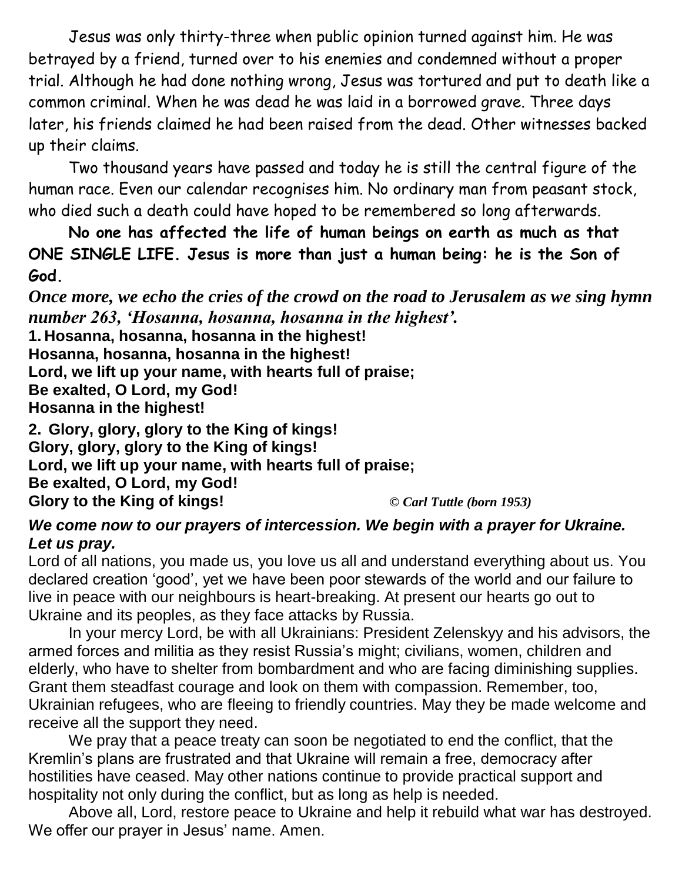Jesus was only thirty-three when public opinion turned against him. He was betrayed by a friend, turned over to his enemies and condemned without a proper trial. Although he had done nothing wrong, Jesus was tortured and put to death like a common criminal. When he was dead he was laid in a borrowed grave. Three days later, his friends claimed he had been raised from the dead. Other witnesses backed up their claims.

Two thousand years have passed and today he is still the central figure of the human race. Even our calendar recognises him. No ordinary man from peasant stock, who died such a death could have hoped to be remembered so long afterwards.

**No one has affected the life of human beings on earth as much as that ONE SINGLE LIFE. Jesus is more than just a human being: he is the Son of God.**

***Once more, we echo the cries of the crowd on the road to Jerusalem as we sing hymn number 263, 'Hosanna, hosanna, hosanna in the highest'.***

**1. Hosanna, hosanna, hosanna in the highest!**
**Hosanna, hosanna, hosanna in the highest!**
**Lord, we lift up your name, with hearts full of praise;**
**Be exalted, O Lord, my God!**
**Hosanna in the highest!**

**2. Glory, glory, glory to the King of kings!**
**Glory, glory, glory to the King of kings!**
**Lord, we lift up your name, with hearts full of praise;**
**Be exalted, O Lord, my God!**
**Glory to the King of kings!** ***© Carl Tuttle (born 1953)***

***We come now to our prayers of intercession. We begin with a prayer for Ukraine. Let us pray.***

Lord of all nations, you made us, you love us all and understand everything about us. You declared creation 'good', yet we have been poor stewards of the world and our failure to live in peace with our neighbours is heart-breaking. At present our hearts go out to Ukraine and its peoples, as they face attacks by Russia.

In your mercy Lord, be with all Ukrainians: President Zelenskyy and his advisors, the armed forces and militia as they resist Russia's might; civilians, women, children and elderly, who have to shelter from bombardment and who are facing diminishing supplies. Grant them steadfast courage and look on them with compassion. Remember, too, Ukrainian refugees, who are fleeing to friendly countries. May they be made welcome and receive all the support they need.

We pray that a peace treaty can soon be negotiated to end the conflict, that the Kremlin's plans are frustrated and that Ukraine will remain a free, democracy after hostilities have ceased. May other nations continue to provide practical support and hospitality not only during the conflict, but as long as help is needed.

Above all, Lord, restore peace to Ukraine and help it rebuild what war has destroyed. We offer our prayer in Jesus' name. Amen.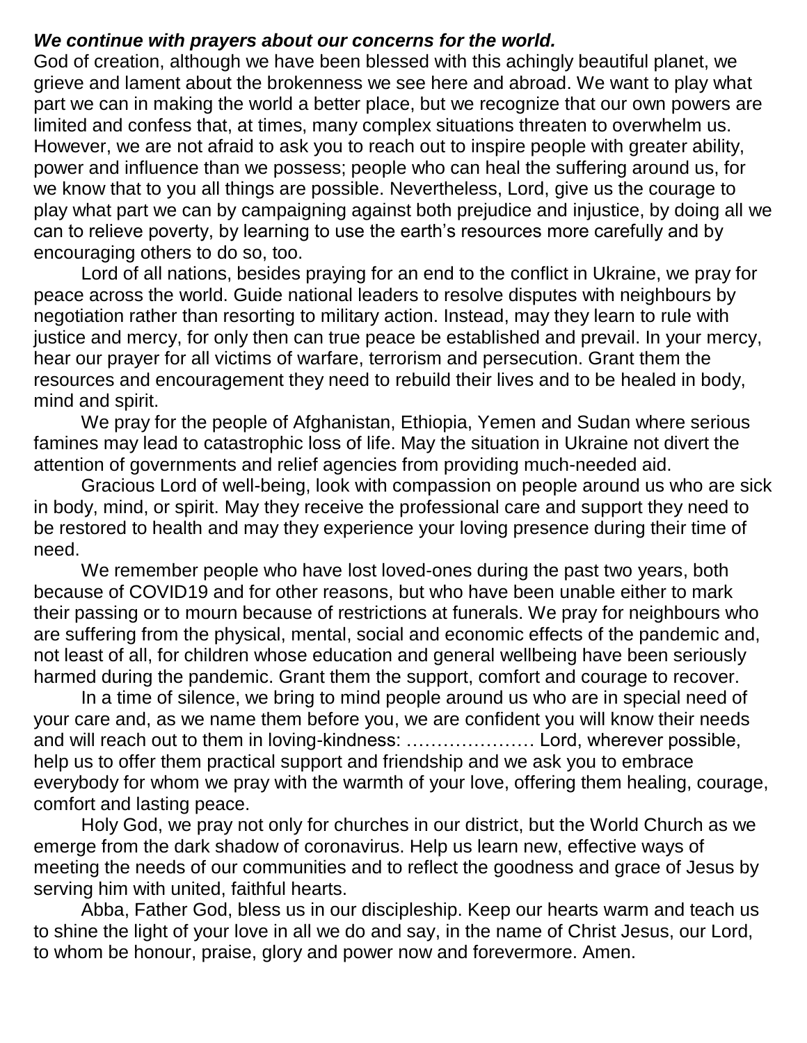***We continue with prayers about our concerns for the world.***

God of creation, although we have been blessed with this achingly beautiful planet, we grieve and lament about the brokenness we see here and abroad. We want to play what part we can in making the world a better place, but we recognize that our own powers are limited and confess that, at times, many complex situations threaten to overwhelm us. However, we are not afraid to ask you to reach out to inspire people with greater ability, power and influence than we possess; people who can heal the suffering around us, for we know that to you all things are possible. Nevertheless, Lord, give us the courage to play what part we can by campaigning against both prejudice and injustice, by doing all we can to relieve poverty, by learning to use the earth's resources more carefully and by encouraging others to do so, too.

Lord of all nations, besides praying for an end to the conflict in Ukraine, we pray for peace across the world. Guide national leaders to resolve disputes with neighbours by negotiation rather than resorting to military action. Instead, may they learn to rule with justice and mercy, for only then can true peace be established and prevail. In your mercy, hear our prayer for all victims of warfare, terrorism and persecution. Grant them the resources and encouragement they need to rebuild their lives and to be healed in body, mind and spirit.

We pray for the people of Afghanistan, Ethiopia, Yemen and Sudan where serious famines may lead to catastrophic loss of life. May the situation in Ukraine not divert the attention of governments and relief agencies from providing much-needed aid.

Gracious Lord of well-being, look with compassion on people around us who are sick in body, mind, or spirit. May they receive the professional care and support they need to be restored to health and may they experience your loving presence during their time of need.

We remember people who have lost loved-ones during the past two years, both because of COVID19 and for other reasons, but who have been unable either to mark their passing or to mourn because of restrictions at funerals. We pray for neighbours who are suffering from the physical, mental, social and economic effects of the pandemic and, not least of all, for children whose education and general wellbeing have been seriously harmed during the pandemic. Grant them the support, comfort and courage to recover.

In a time of silence, we bring to mind people around us who are in special need of your care and, as we name them before you, we are confident you will know their needs and will reach out to them in loving-kindness: ………………… Lord, wherever possible, help us to offer them practical support and friendship and we ask you to embrace everybody for whom we pray with the warmth of your love, offering them healing, courage, comfort and lasting peace.

Holy God, we pray not only for churches in our district, but the World Church as we emerge from the dark shadow of coronavirus. Help us learn new, effective ways of meeting the needs of our communities and to reflect the goodness and grace of Jesus by serving him with united, faithful hearts.

Abba, Father God, bless us in our discipleship. Keep our hearts warm and teach us to shine the light of your love in all we do and say, in the name of Christ Jesus, our Lord, to whom be honour, praise, glory and power now and forevermore. Amen.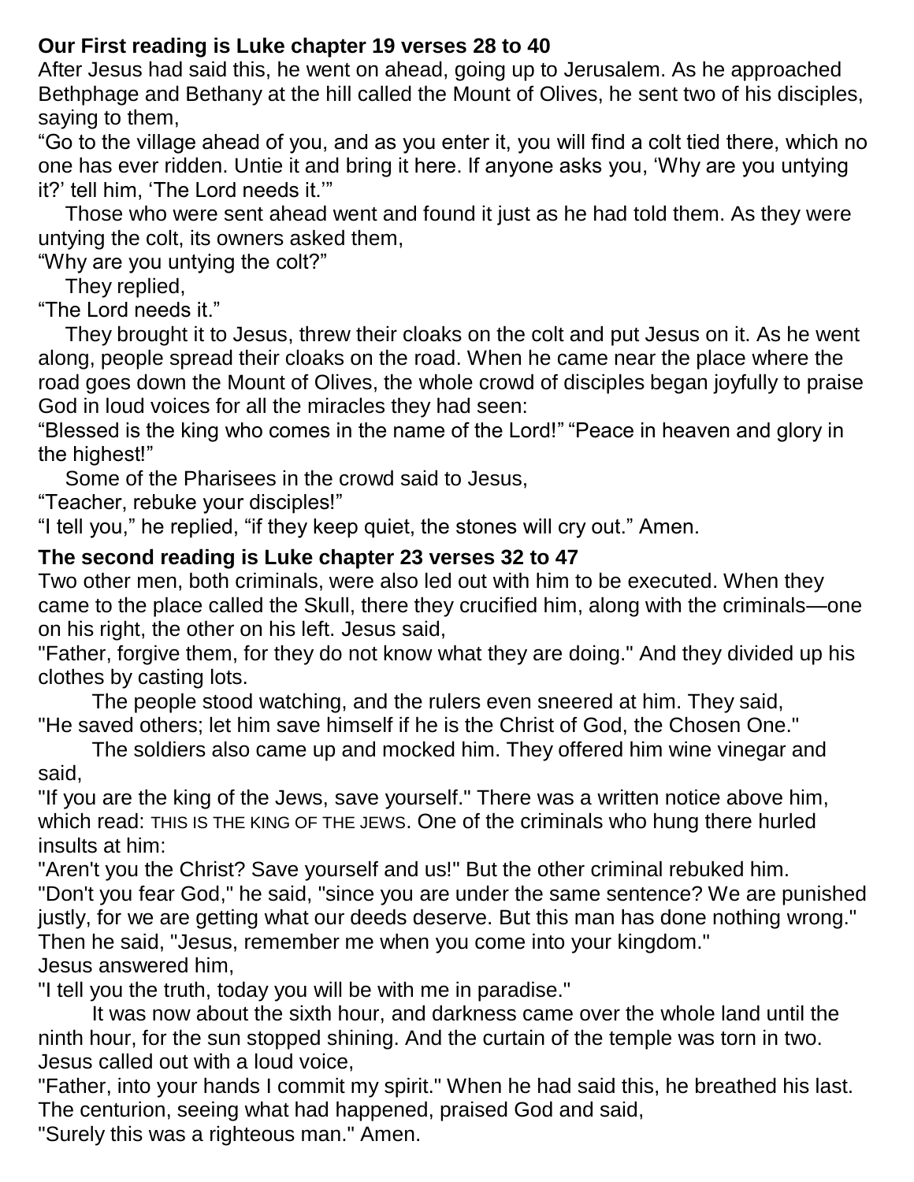**Our First reading is Luke chapter 19 verses 28 to 40**

After Jesus had said this, he went on ahead, going up to Jerusalem. As he approached Bethphage and Bethany at the hill called the Mount of Olives, he sent two of his disciples, saying to them,

"Go to the village ahead of you, and as you enter it, you will find a colt tied there, which no one has ever ridden. Untie it and bring it here. If anyone asks you, 'Why are you untying it?' tell him, 'The Lord needs it.'"

Those who were sent ahead went and found it just as he had told them. As they were untying the colt, its owners asked them,

"Why are you untying the colt?"

They replied,

"The Lord needs it."

They brought it to Jesus, threw their cloaks on the colt and put Jesus on it. As he went along, people spread their cloaks on the road. When he came near the place where the road goes down the Mount of Olives, the whole crowd of disciples began joyfully to praise God in loud voices for all the miracles they had seen:

"Blessed is the king who comes in the name of the Lord!" "Peace in heaven and glory in the highest!"

Some of the Pharisees in the crowd said to Jesus,

"Teacher, rebuke your disciples!"

"I tell you," he replied, "if they keep quiet, the stones will cry out." Amen.

**The second reading is Luke chapter 23 verses 32 to 47**

Two other men, both criminals, were also led out with him to be executed. When they came to the place called the Skull, there they crucified him, along with the criminals—one on his right, the other on his left. Jesus said,

"Father, forgive them, for they do not know what they are doing." And they divided up his clothes by casting lots.

The people stood watching, and the rulers even sneered at him. They said,

"He saved others; let him save himself if he is the Christ of God, the Chosen One."

The soldiers also came up and mocked him. They offered him wine vinegar and said,

"If you are the king of the Jews, save yourself." There was a written notice above him, which read: THIS IS THE KING OF THE JEWS. One of the criminals who hung there hurled insults at him:

"Aren't you the Christ? Save yourself and us!" But the other criminal rebuked him.

"Don't you fear God," he said, "since you are under the same sentence? We are punished justly, for we are getting what our deeds deserve. But this man has done nothing wrong."

Then he said, "Jesus, remember me when you come into your kingdom."

Jesus answered him,

"I tell you the truth, today you will be with me in paradise."

It was now about the sixth hour, and darkness came over the whole land until the ninth hour, for the sun stopped shining. And the curtain of the temple was torn in two.

Jesus called out with a loud voice,

"Father, into your hands I commit my spirit." When he had said this, he breathed his last.

The centurion, seeing what had happened, praised God and said,

"Surely this was a righteous man." Amen.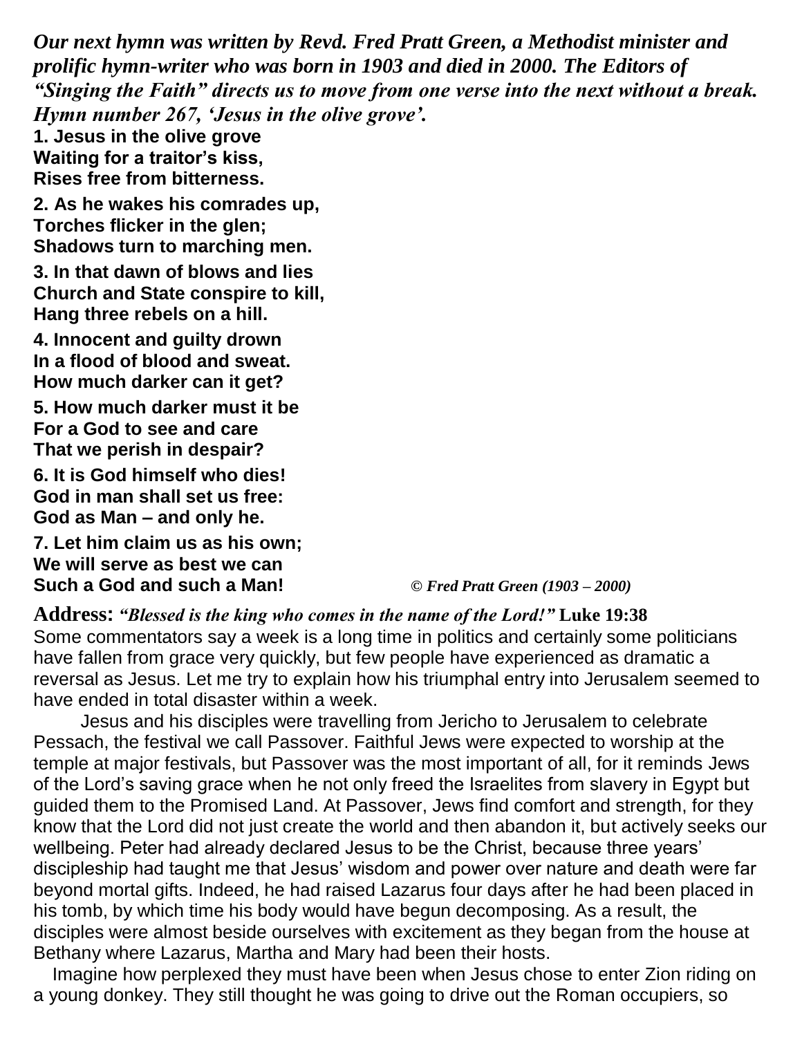***Our next hymn was written by Revd. Fred Pratt Green, a Methodist minister and prolific hymn-writer who was born in 1903 and died in 2000. The Editors of "Singing the Faith" directs us to move from one verse into the next without a break. Hymn number 267, 'Jesus in the olive grove'.***

**1. Jesus in the olive grove**
**Waiting for a traitor's kiss,**
**Rises free from bitterness.**

**2. As he wakes his comrades up,**
**Torches flicker in the glen;**
**Shadows turn to marching men.**

**3. In that dawn of blows and lies**
**Church and State conspire to kill,**
**Hang three rebels on a hill.**

**4. Innocent and guilty drown**
**In a flood of blood and sweat.**
**How much darker can it get?**

**5. How much darker must it be**
**For a God to see and care**
**That we perish in despair?**

**6. It is God himself who dies!**
**God in man shall set us free:**
**God as Man – and only he.**

**7. Let him claim us as his own;**
**We will serve as best we can**
**Such a God and such a Man!** *© Fred Pratt Green (1903 – 2000)*

**Address:** ***"Blessed is the king who comes in the name of the Lord!"*** **Luke 19:38**

Some commentators say a week is a long time in politics and certainly some politicians have fallen from grace very quickly, but few people have experienced as dramatic a reversal as Jesus. Let me try to explain how his triumphal entry into Jerusalem seemed to have ended in total disaster within a week.

Jesus and his disciples were travelling from Jericho to Jerusalem to celebrate Pessach, the festival we call Passover. Faithful Jews were expected to worship at the temple at major festivals, but Passover was the most important of all, for it reminds Jews of the Lord's saving grace when he not only freed the Israelites from slavery in Egypt but guided them to the Promised Land. At Passover, Jews find comfort and strength, for they know that the Lord did not just create the world and then abandon it, but actively seeks our wellbeing. Peter had already declared Jesus to be the Christ, because three years' discipleship had taught me that Jesus' wisdom and power over nature and death were far beyond mortal gifts. Indeed, he had raised Lazarus four days after he had been placed in his tomb, by which time his body would have begun decomposing. As a result, the disciples were almost beside ourselves with excitement as they began from the house at Bethany where Lazarus, Martha and Mary had been their hosts.

Imagine how perplexed they must have been when Jesus chose to enter Zion riding on a young donkey. They still thought he was going to drive out the Roman occupiers, so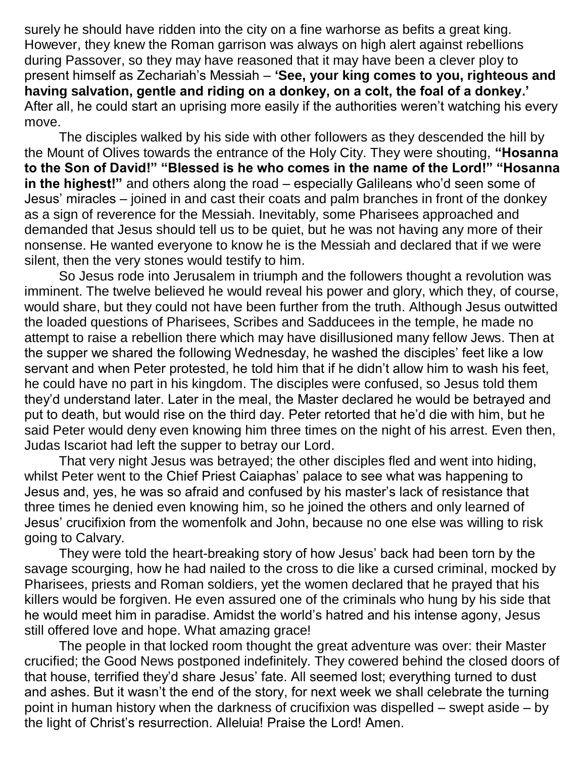surely he should have ridden into the city on a fine warhorse as befits a great king. However, they knew the Roman garrison was always on high alert against rebellions during Passover, so they may have reasoned that it may have been a clever ploy to present himself as Zechariah's Messiah – **'See, your king comes to you, righteous and having salvation, gentle and riding on a donkey, on a colt, the foal of a donkey.'** After all, he could start an uprising more easily if the authorities weren't watching his every move.

The disciples walked by his side with other followers as they descended the hill by the Mount of Olives towards the entrance of the Holy City. They were shouting, **"Hosanna to the Son of David!" "Blessed is he who comes in the name of the Lord!" "Hosanna in the highest!"** and others along the road – especially Galileans who'd seen some of Jesus' miracles – joined in and cast their coats and palm branches in front of the donkey as a sign of reverence for the Messiah. Inevitably, some Pharisees approached and demanded that Jesus should tell us to be quiet, but he was not having any more of their nonsense. He wanted everyone to know he is the Messiah and declared that if we were silent, then the very stones would testify to him.

So Jesus rode into Jerusalem in triumph and the followers thought a revolution was imminent. The twelve believed he would reveal his power and glory, which they, of course, would share, but they could not have been further from the truth. Although Jesus outwitted the loaded questions of Pharisees, Scribes and Sadducees in the temple, he made no attempt to raise a rebellion there which may have disillusioned many fellow Jews. Then at the supper we shared the following Wednesday, he washed the disciples' feet like a low servant and when Peter protested, he told him that if he didn't allow him to wash his feet, he could have no part in his kingdom. The disciples were confused, so Jesus told them they'd understand later. Later in the meal, the Master declared he would be betrayed and put to death, but would rise on the third day. Peter retorted that he'd die with him, but he said Peter would deny even knowing him three times on the night of his arrest. Even then, Judas Iscariot had left the supper to betray our Lord.

That very night Jesus was betrayed; the other disciples fled and went into hiding, whilst Peter went to the Chief Priest Caiaphas' palace to see what was happening to Jesus and, yes, he was so afraid and confused by his master's lack of resistance that three times he denied even knowing him, so he joined the others and only learned of Jesus' crucifixion from the womenfolk and John, because no one else was willing to risk going to Calvary.

They were told the heart-breaking story of how Jesus' back had been torn by the savage scourging, how he had nailed to the cross to die like a cursed criminal, mocked by Pharisees, priests and Roman soldiers, yet the women declared that he prayed that his killers would be forgiven. He even assured one of the criminals who hung by his side that he would meet him in paradise. Amidst the world's hatred and his intense agony, Jesus still offered love and hope. What amazing grace!

The people in that locked room thought the great adventure was over: their Master crucified; the Good News postponed indefinitely. They cowered behind the closed doors of that house, terrified they'd share Jesus' fate. All seemed lost; everything turned to dust and ashes. But it wasn't the end of the story, for next week we shall celebrate the turning point in human history when the darkness of crucifixion was dispelled – swept aside – by the light of Christ's resurrection. Alleluia! Praise the Lord! Amen.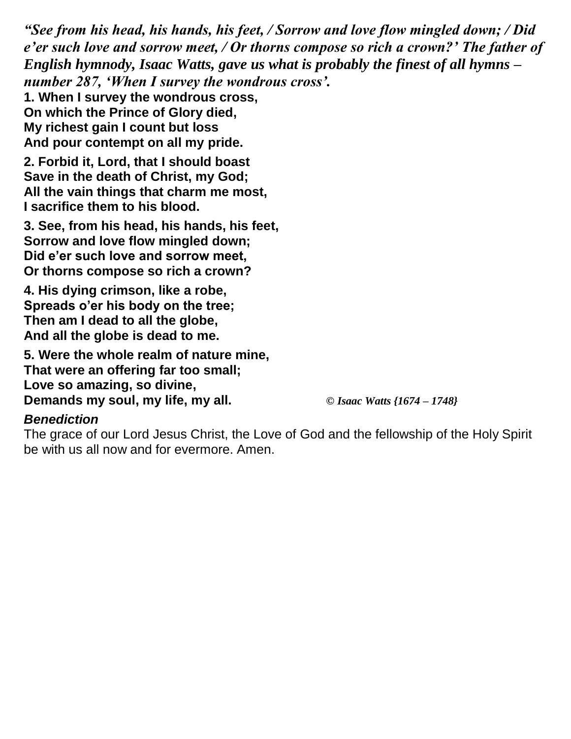***"See from his head, his hands, his feet, / Sorrow and love flow mingled down; / Did e'er such love and sorrow meet, / Or thorns compose so rich a crown?' The father of English hymnody, Isaac Watts, gave us what is probably the finest of all hymns – number 287, 'When I survey the wondrous cross'.***

**1. When I survey the wondrous cross,**
**On which the Prince of Glory died,**
**My richest gain I count but loss**
**And pour contempt on all my pride.**

**2. Forbid it, Lord, that I should boast**
**Save in the death of Christ, my God;**
**All the vain things that charm me most,**
**I sacrifice them to his blood.**

**3. See, from his head, his hands, his feet,**
**Sorrow and love flow mingled down;**
**Did e'er such love and sorrow meet,**
**Or thorns compose so rich a crown?**

**4. His dying crimson, like a robe,**
**Spreads o'er his body on the tree;**
**Then am I dead to all the globe,**
**And all the globe is dead to me.**

**5. Were the whole realm of nature mine,**
**That were an offering far too small;**
**Love so amazing, so divine,**
**Demands my soul, my life, my all.**

***© Isaac Watts {1674 – 1748}***

***Benediction***

The grace of our Lord Jesus Christ, the Love of God and the fellowship of the Holy Spirit be with us all now and for evermore. Amen.